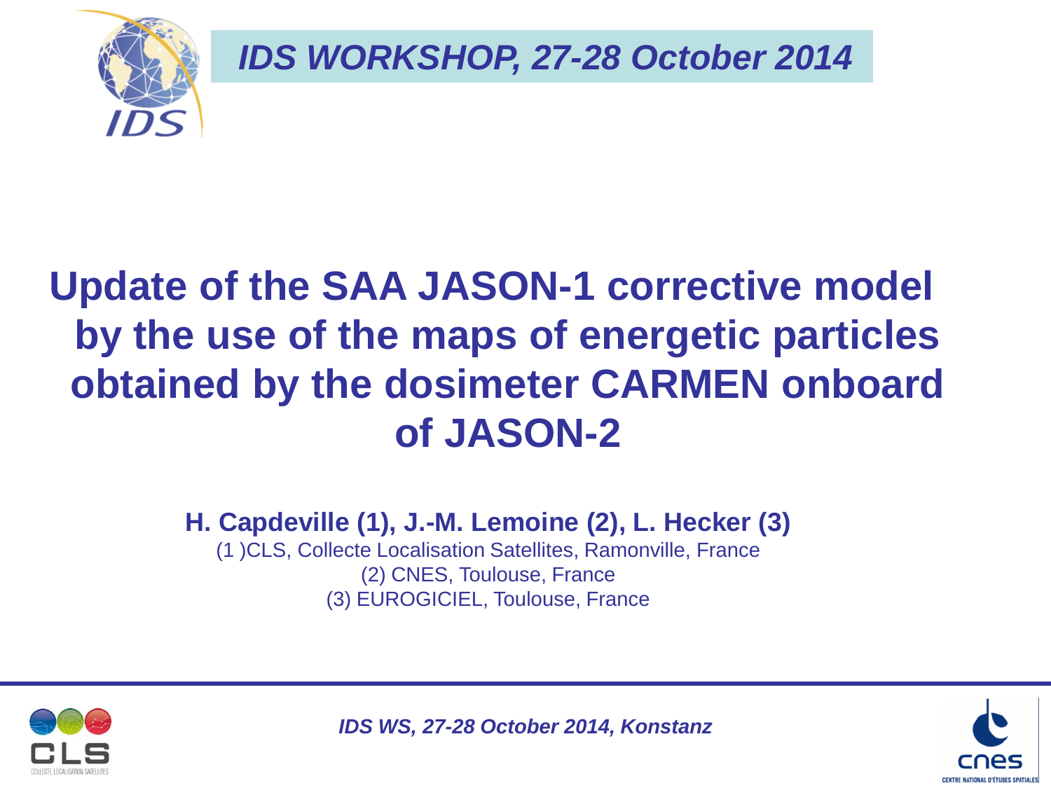# IDS WORKSHOP, 27-28 October 2014

# Update of the SAA JASON-1 corrective model by the use of the maps of energetic particles obtained by the dosimeter CARMEN onboard of JASON-2

**H. Capdeville (1), J.-M. Lemoine (2), L. Hecker (3)**

(1 )CLS, Collecte Localisation Satellites, Ramonville, France

(2) CNES, Toulouse, France

(3) EUROGICIEL, Toulouse, France

*IDS WS, 27-28 October 2014, Konstanz*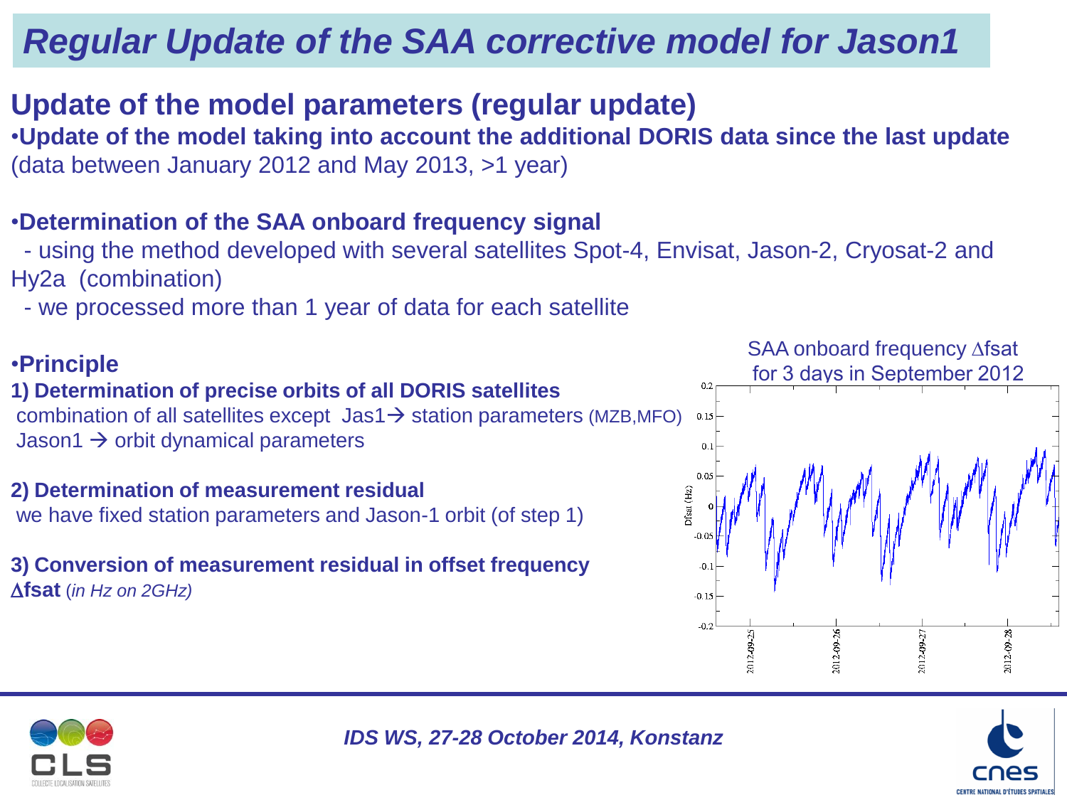# Regular Update of the SAA corrective model for Jason1

## Update of the model parameters (regular update)

•**Update of the model taking into account the additional DORIS data since the last update** (data between January 2012 and May 2013, >1 year)

•**Determination of the SAA onboard frequency signal**

- using the method developed with several satellites Spot-4, Envisat, Jason-2, Cryosat-2 and Hy2a (combination)
- we processed more than 1 year of data for each satellite

•**Principle**

**1) Determination of precise orbits of all DORIS satellites**

combination of all satellites except Jas1 → station parameters (MZB,MFO)

Jason1 → orbit dynamical parameters

**2) Determination of measurement residual**

we have fixed station parameters and Jason-1 orbit (of step 1)

**3) Conversion of measurement residual in offset frequency $\Delta$fsat** *(in Hz on 2GHz)*

SAA onboard frequency $\Delta$fsat for 3 days in September 2012

IDS WS, 27-28 October 2014, Konstanz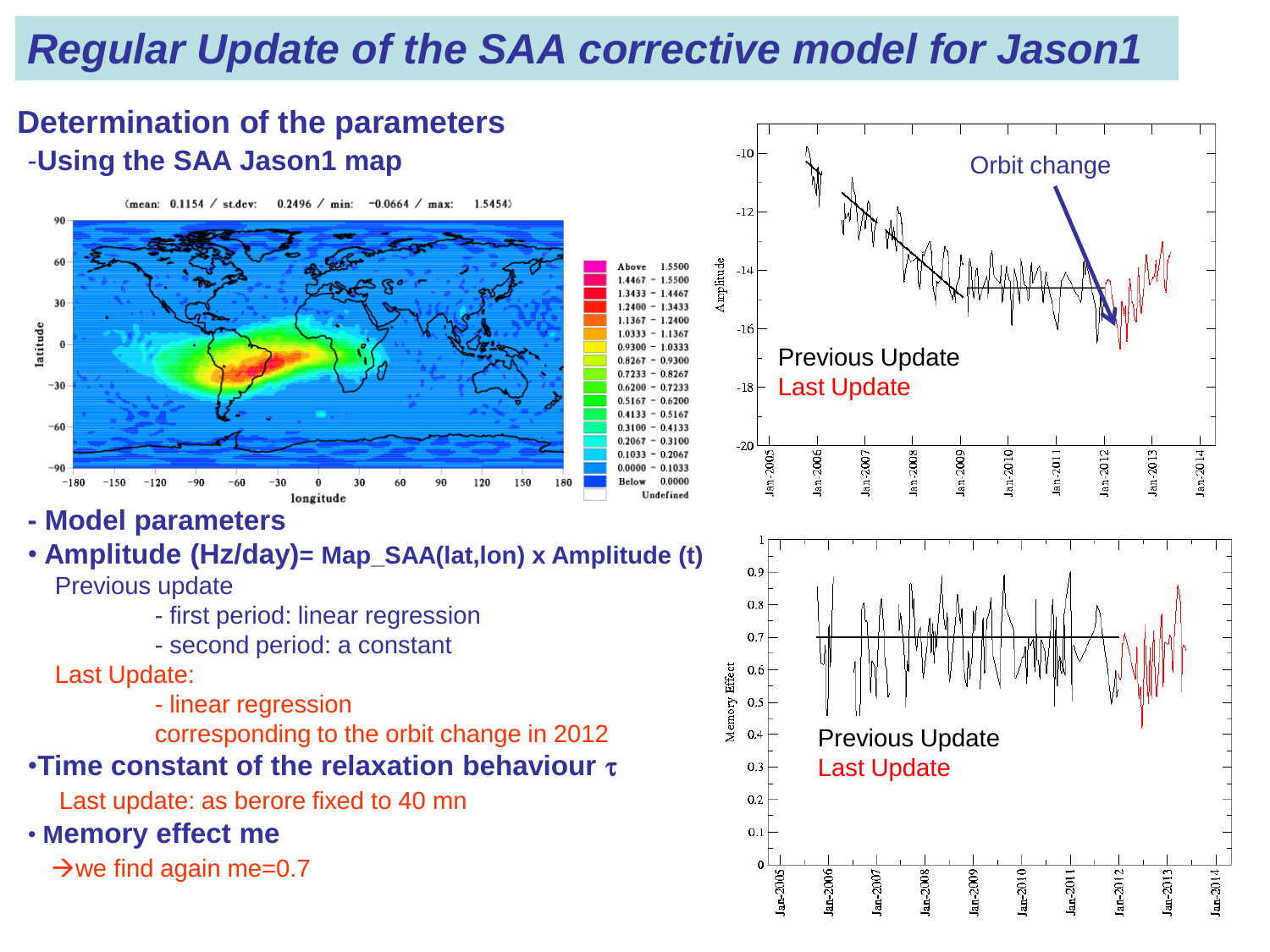# Regular Update of the SAA corrective model for Jason1

## Determination of the parameters

-**Using the SAA Jason1 map**

- **Model parameters**
- **Amplitude (Hz/day)= Map_SAA(lat,lon) x Amplitude (t)**

  Previous update

  - first period: linear regression
  - second period: a constant

  Last Update:

  - linear regression corresponding to the orbit change in 2012

- **Time constant of the relaxation behaviour $\tau$**

  Last update: as berore fixed to 40 mn

- **Memory effect me**

  →we find again me=0.7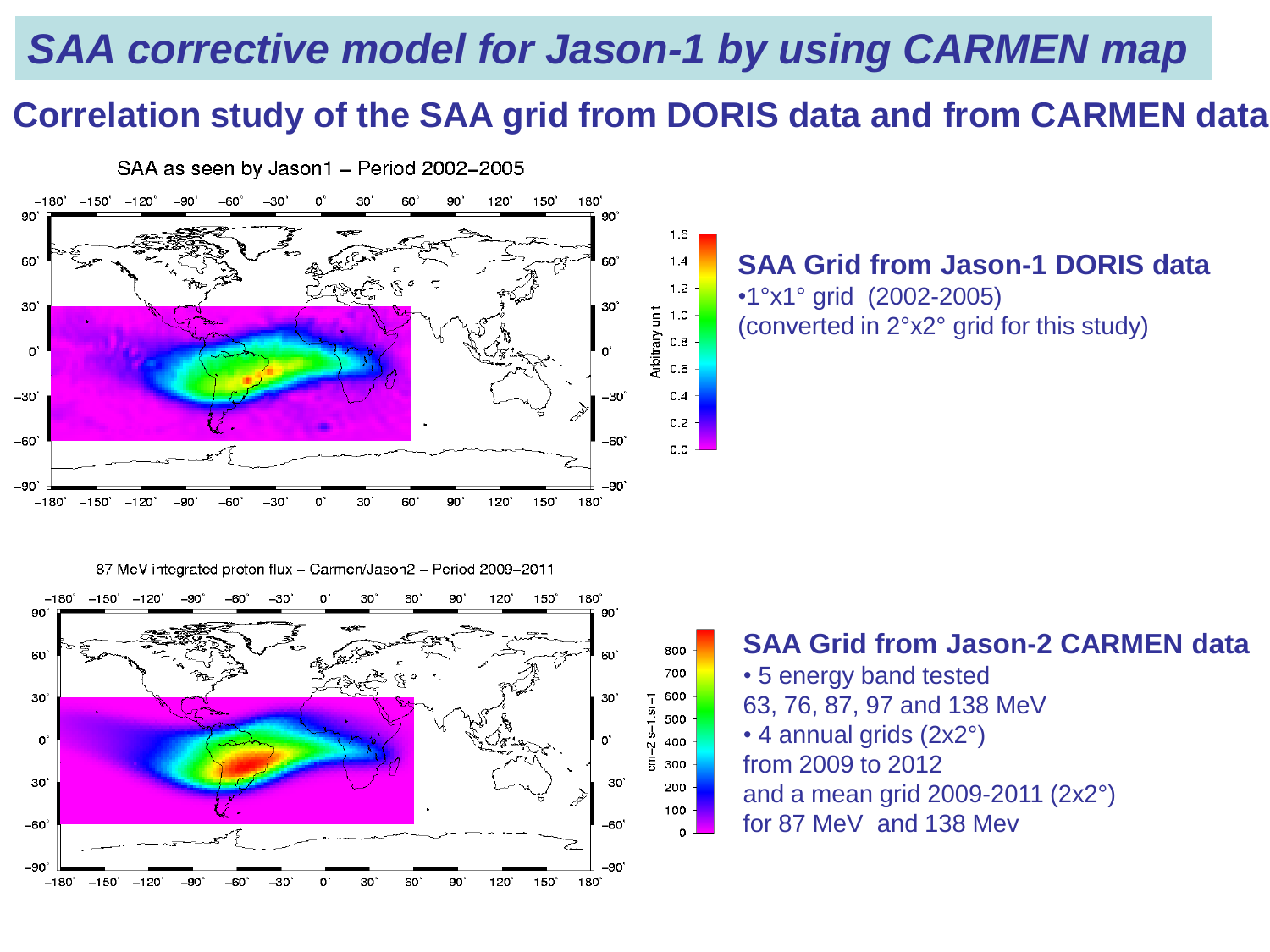# *SAA corrective model for Jason-1 by using CARMEN map*

## Correlation study of the SAA grid from DORIS data and from CARMEN data

SAA as seen by Jason1 – Period 2002–2005

**SAA Grid from Jason-1 DORIS data**

- 1°x1° grid (2002-2005)

(converted in 2°x2° grid for this study)

87 MeV integrated proton flux – Carmen/Jason2 – Period 2009–2011

**SAA Grid from Jason-2 CARMEN data**

- 5 energy band tested
  63, 76, 87, 97 and 138 MeV
- 4 annual grids (2x2°)
  from 2009 to 2012
  and a mean grid 2009-2011 (2x2°)
  for 87 MeV and 138 Mev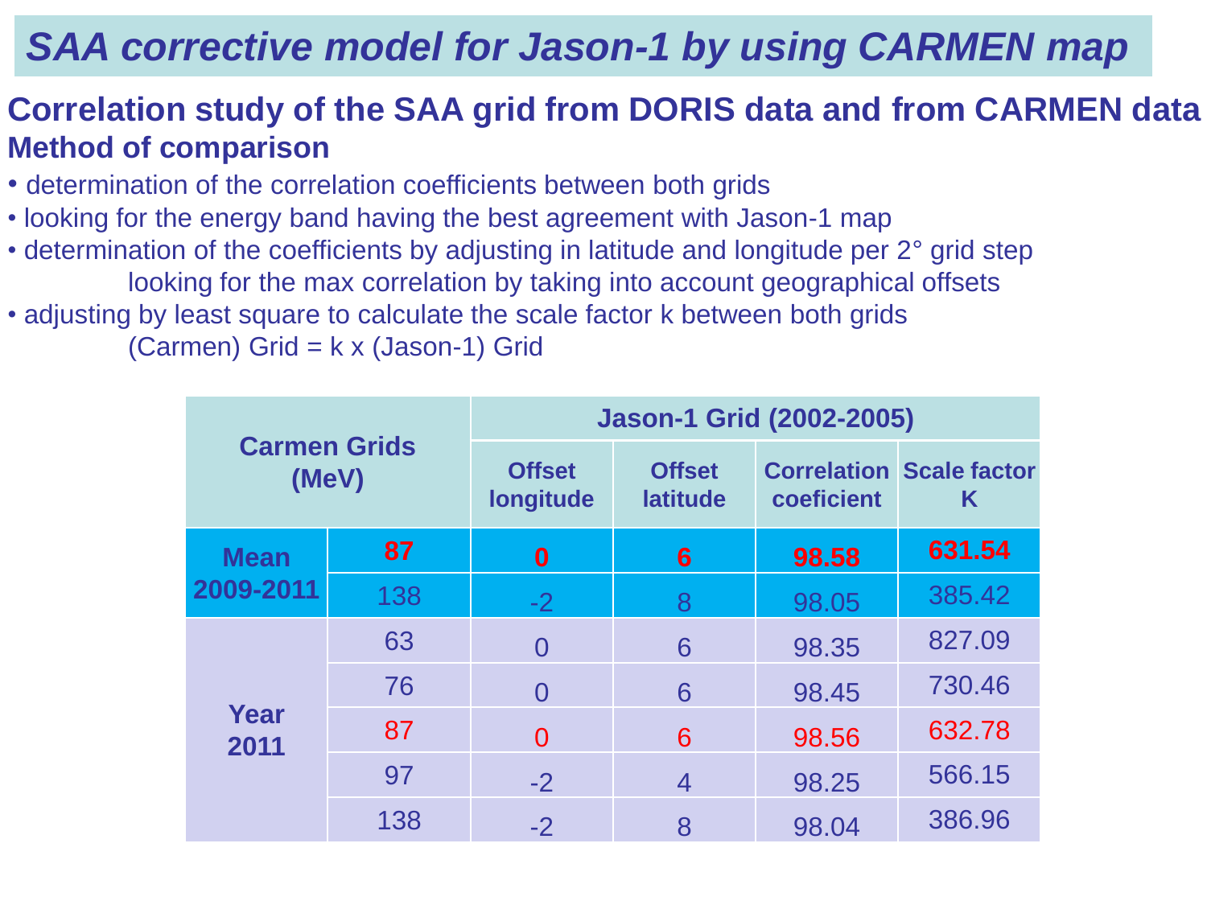# *SAA corrective model for Jason-1 by using CARMEN map*

## Correlation study of the SAA grid from DORIS data and from CARMEN data

### Method of comparison

- determination of the correlation coefficients between both grids
- looking for the energy band having the best agreement with Jason-1 map
- determination of the coefficients by adjusting in latitude and longitude per 2° grid step
  looking for the max correlation by taking into account geographical offsets
- adjusting by least square to calculate the scale factor k between both grids
  (Carmen) Grid = k x (Jason-1) Grid

| Carmen Grids (MeV) | | Jason-1 Grid (2002-2005) | | | |
|---|---|---|---|---|---|
| | | Offset longitude | Offset latitude | Correlation coeficient | Scale factor K |
| Mean 2009-2011 | **87** | **0** | **6** | **98.58** | **631.54** |
| | 138 | -2 | 8 | 98.05 | 385.42 |
| Year 2011 | 63 | 0 | 6 | 98.35 | 827.09 |
| | 76 | 0 | 6 | 98.45 | 730.46 |
| | 87 | 0 | 6 | 98.56 | 632.78 |
| | 97 | -2 | 4 | 98.25 | 566.15 |
| | 138 | -2 | 8 | 98.04 | 386.96 |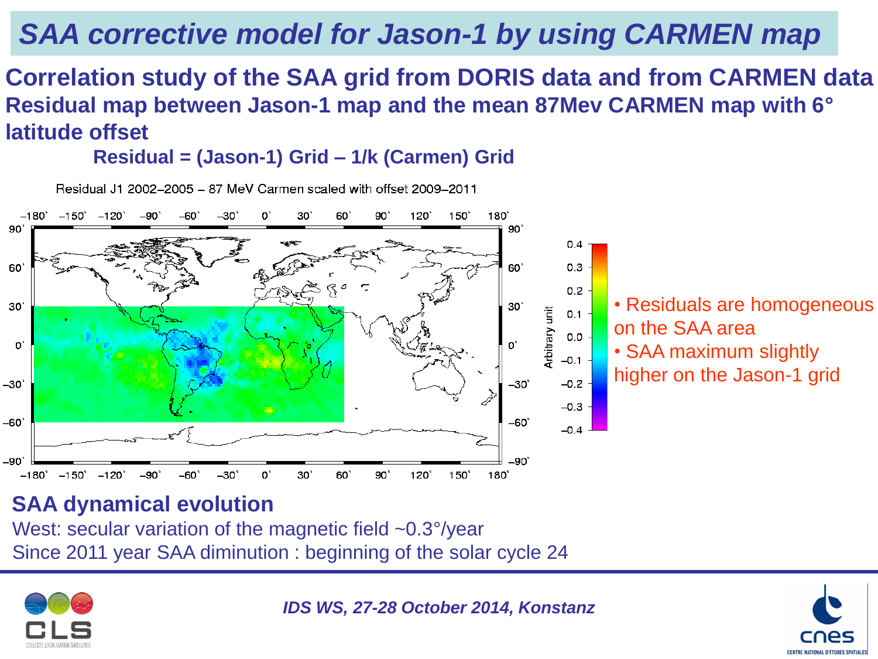# SAA corrective model for Jason-1 by using CARMEN map

**Correlation study of the SAA grid from DORIS data and from CARMEN data**

**Residual map between Jason-1 map and the mean 87Mev CARMEN map with 6° latitude offset**

**Residual = (Jason-1) Grid – 1/k (Carmen) Grid**

Residual J1 2002–2005 – 87 MeV Carmen scaled with offset 2009–2011

- Residuals are homogeneous on the SAA area
- SAA maximum slightly higher on the Jason-1 grid

## SAA dynamical evolution

West: secular variation of the magnetic field ~0.3°/year

Since 2011 year SAA diminution : beginning of the solar cycle 24

*IDS WS, 27-28 October 2014, Konstanz*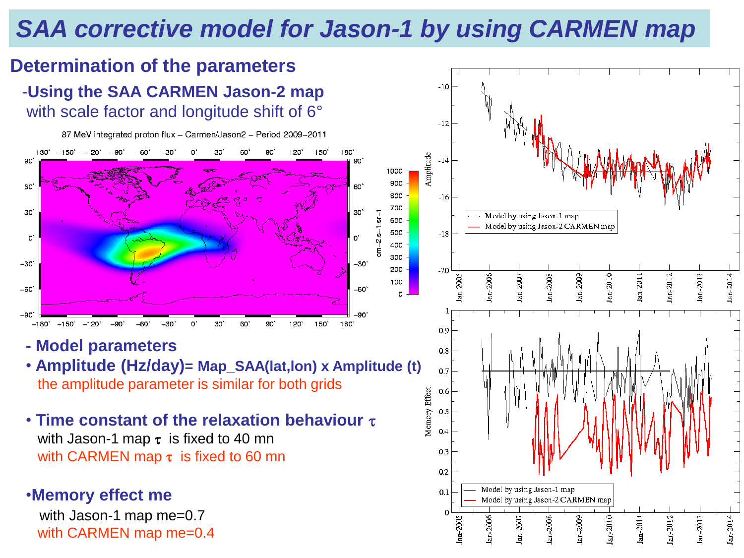# SAA corrective model for Jason-1 by using CARMEN map

## Determination of the parameters

-**Using the SAA CARMEN Jason-2 map**
with scale factor and longitude shift of 6°

87 MeV integrated proton flux – Carmen/Jason2 – Period 2009–2011

- **Model parameters**

- **Amplitude (Hz/day)= Map_SAA(lat,lon) x Amplitude (t)**
  the amplitude parameter is similar for both grids

- **Time constant of the relaxation behaviour $\tau$**
  with Jason-1 map $\tau$ is fixed to 40 mn
  with CARMEN map $\tau$ is fixed to 60 mn

- **Memory effect me**
  with Jason-1 map me=0.7
  with CARMEN map me=0.4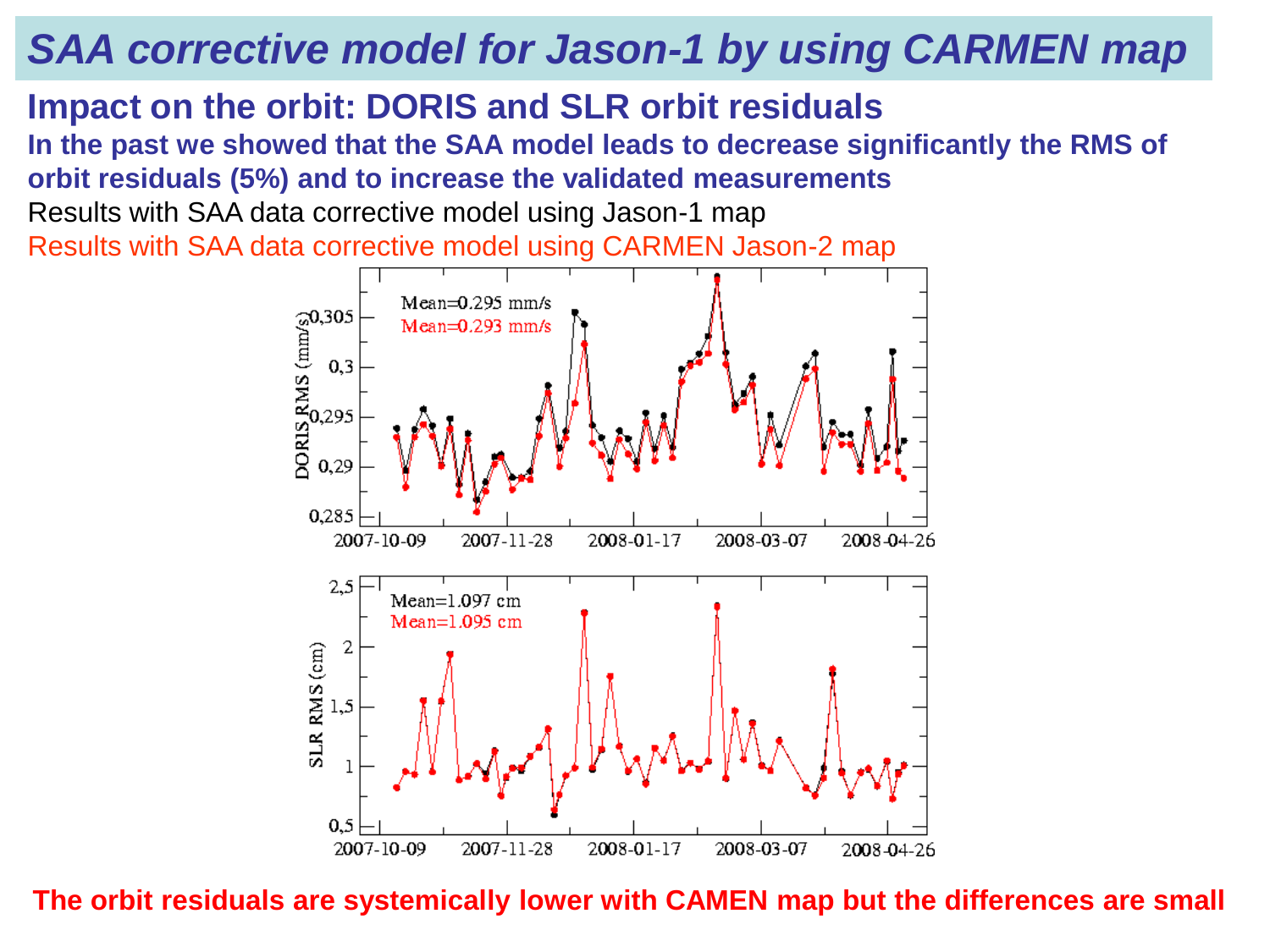# SAA corrective model for Jason-1 by using CARMEN map

## Impact on the orbit: DORIS and SLR orbit residuals

**In the past we showed that the SAA model leads to decrease significantly the RMS of orbit residuals (5%) and to increase the validated measurements**

Results with SAA data corrective model using Jason-1 map

Results with SAA data corrective model using CARMEN Jason-2 map

Mean=0.295 mm/s
Mean=0.293 mm/s

Mean=1.097 cm
Mean=1.095 cm

**The orbit residuals are systemically lower with CAMEN map but the differences are small**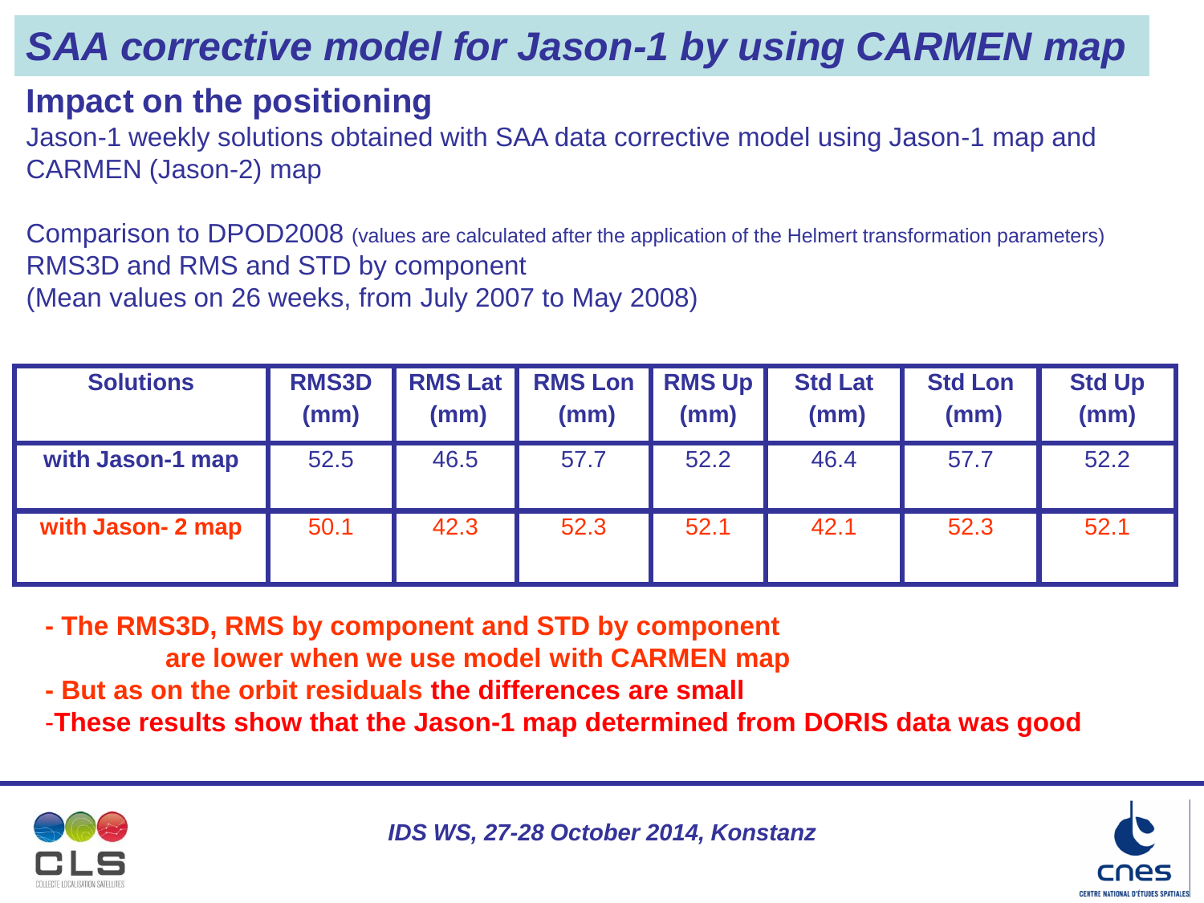# SAA corrective model for Jason-1 by using CARMEN map

## Impact on the positioning

Jason-1 weekly solutions obtained with SAA data corrective model using Jason-1 map and CARMEN (Jason-2) map

Comparison to DPOD2008 (values are calculated after the application of the Helmert transformation parameters)
RMS3D and RMS and STD by component
(Mean values on 26 weeks, from July 2007 to May 2008)

| Solutions | RMS3D (mm) | RMS Lat (mm) | RMS Lon (mm) | RMS Up (mm) | Std Lat (mm) | Std Lon (mm) | Std Up (mm) |
|---|---|---|---|---|---|---|---|
| **with Jason-1 map** | 52.5 | 46.5 | 57.7 | 52.2 | 46.4 | 57.7 | 52.2 |
| **with Jason- 2 map** | 50.1 | 42.3 | 52.3 | 52.1 | 42.1 | 52.3 | 52.1 |

**- The RMS3D, RMS by component and STD by component are lower when we use model with CARMEN map**
**- But as on the orbit residuals the differences are small**
**-These results show that the Jason-1 map determined from DORIS data was good**

*IDS WS, 27-28 October 2014, Konstanz*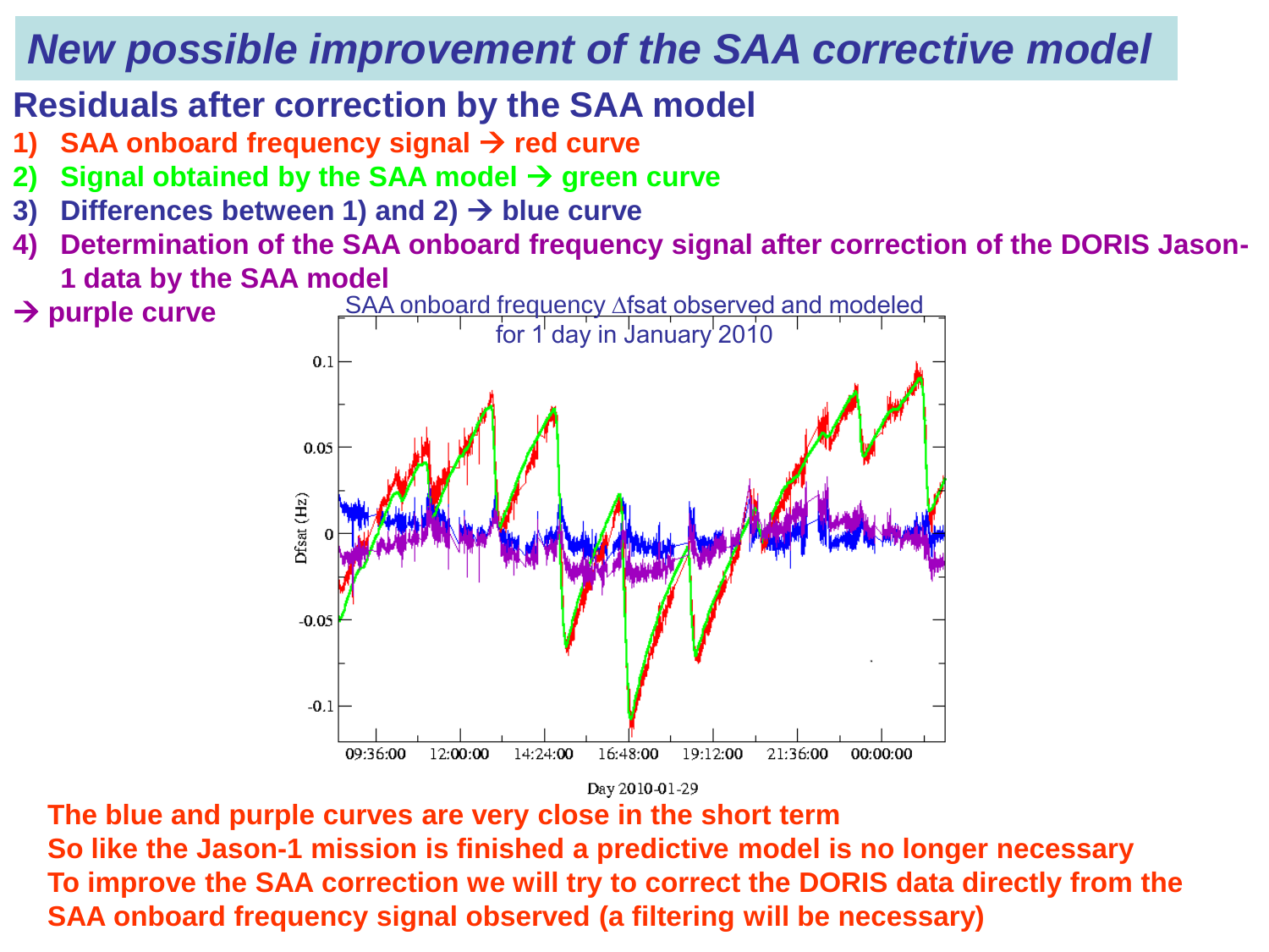# New possible improvement of the SAA corrective model

## Residuals after correction by the SAA model

1) SAA onboard frequency signal → red curve
2) Signal obtained by the SAA model → green curve
3) Differences between 1) and 2) → blue curve
4) Determination of the SAA onboard frequency signal after correction of the DORIS Jason-1 data by the SAA model

→ purple curve

SAA onboard frequency Δfsat observed and modeled for 1 day in January 2010

Dfsat (Hz)

Day 2010-01-29

**The blue and purple curves are very close in the short term**

**So like the Jason-1 mission is finished a predictive model is no longer necessary**

**To improve the SAA correction we will try to correct the DORIS data directly from the SAA onboard frequency signal observed (a filtering will be necessary)**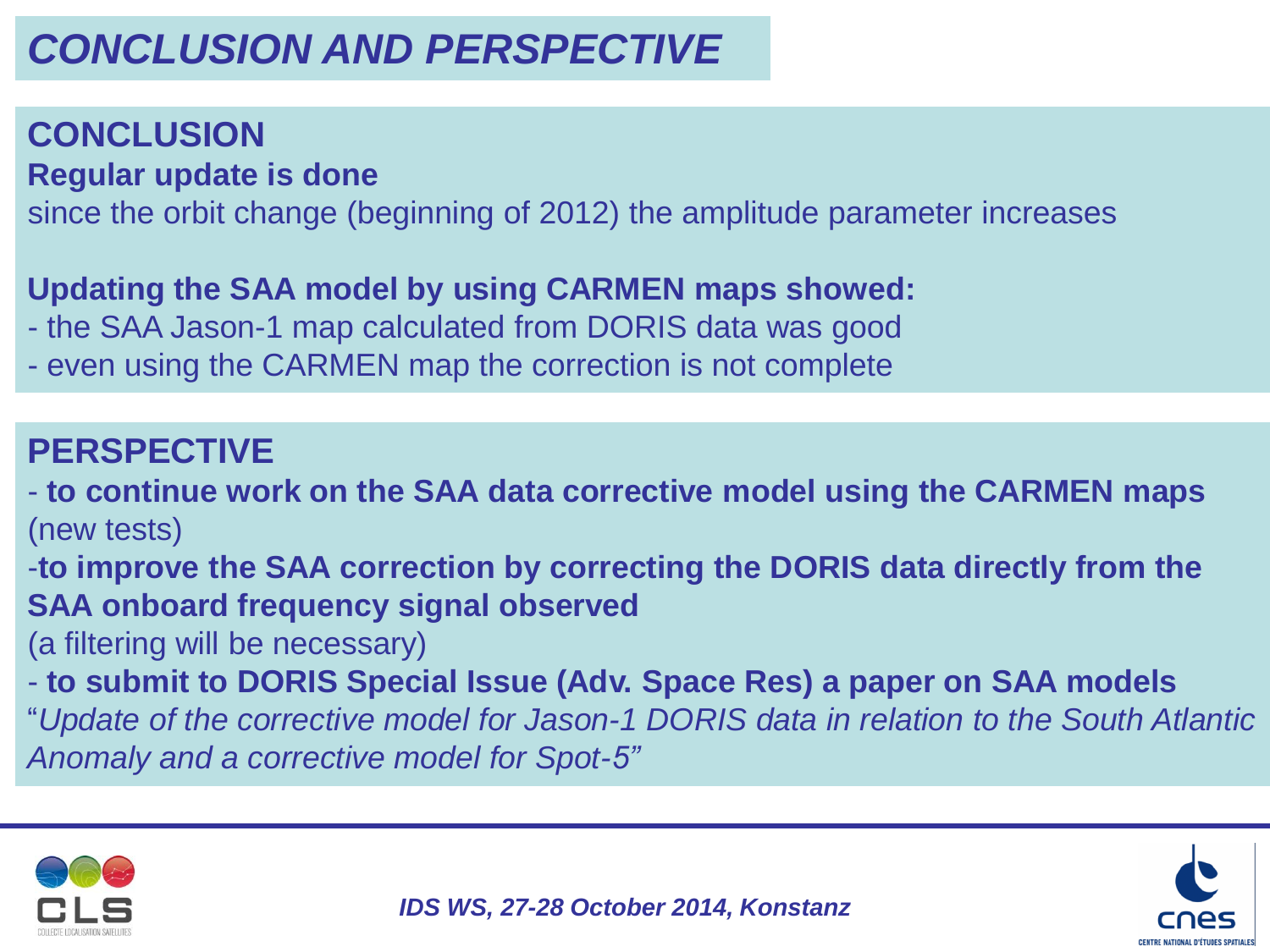# *CONCLUSION AND PERSPECTIVE*

## CONCLUSION

**Regular update is done**

since the orbit change (beginning of 2012) the amplitude parameter increases

**Updating the SAA model by using CARMEN maps showed:**

- the SAA Jason-1 map calculated from DORIS data was good
- even using the CARMEN map the correction is not complete

## PERSPECTIVE

- **to continue work on the SAA data corrective model using the CARMEN maps** (new tests)
- **to improve the SAA correction by correcting the DORIS data directly from the SAA onboard frequency signal observed** (a filtering will be necessary)
- **to submit to DORIS Special Issue (Adv. Space Res) a paper on SAA models** "*Update of the corrective model for Jason-1 DORIS data in relation to the South Atlantic Anomaly and a corrective model for Spot-5*"

*IDS WS, 27-28 October 2014, Konstanz*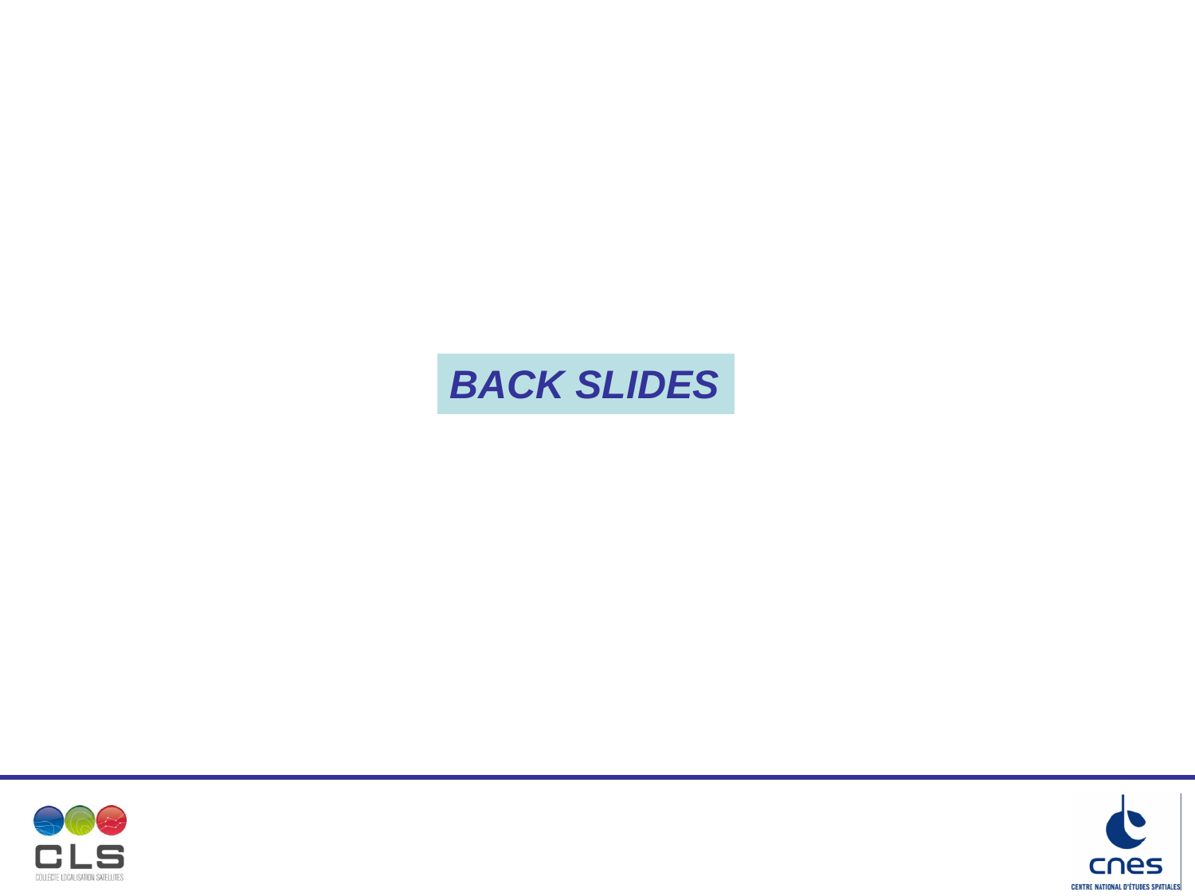# *BACK SLIDES*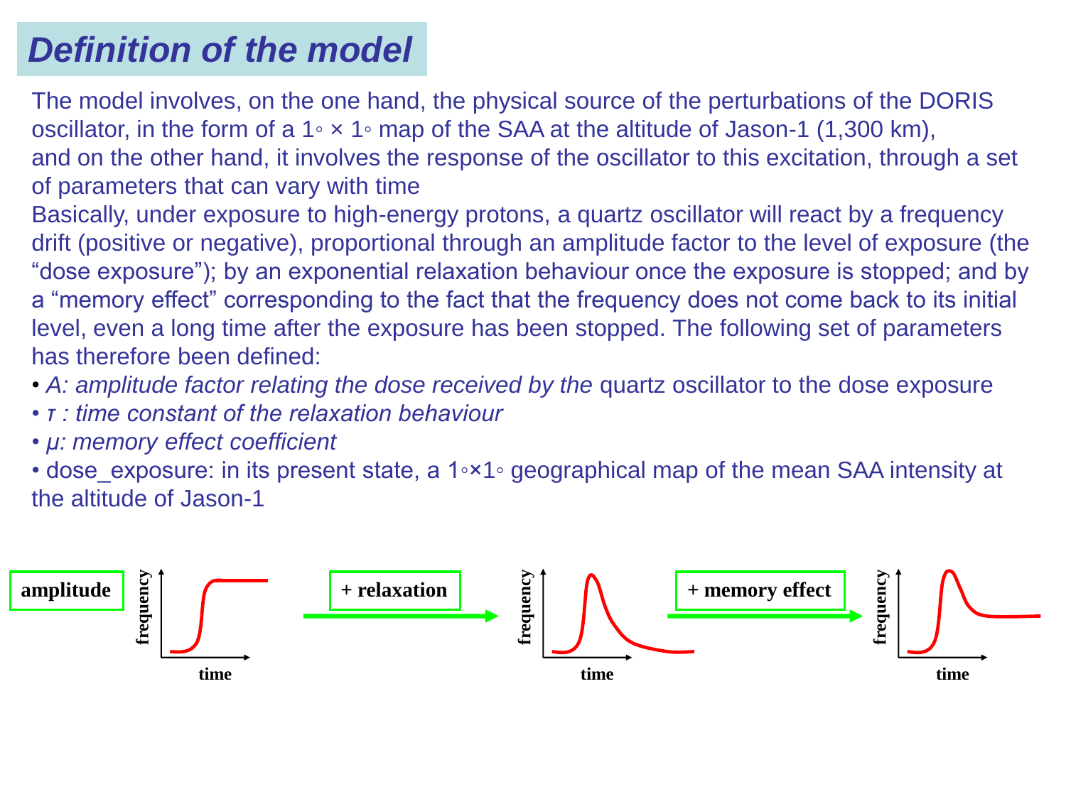# Definition of the model

The model involves, on the one hand, the physical source of the perturbations of the DORIS oscillator, in the form of a 1◦ × 1◦ map of the SAA at the altitude of Jason-1 (1,300 km), and on the other hand, it involves the response of the oscillator to this excitation, through a set of parameters that can vary with time

Basically, under exposure to high-energy protons, a quartz oscillator will react by a frequency drift (positive or negative), proportional through an amplitude factor to the level of exposure (the "dose exposure"); by an exponential relaxation behaviour once the exposure is stopped; and by a "memory effect" corresponding to the fact that the frequency does not come back to its initial level, even a long time after the exposure has been stopped. The following set of parameters has therefore been defined:

- *A: amplitude factor relating the dose received by the* quartz oscillator to the dose exposure
- *τ : time constant of the relaxation behaviour*
- *μ: memory effect coefficient*
- dose_exposure: in its present state, a 1◦×1◦ geographical map of the mean SAA intensity at the altitude of Jason-1

**amplitude** → **+ relaxation** → **+ memory effect**

(frequency vs. time)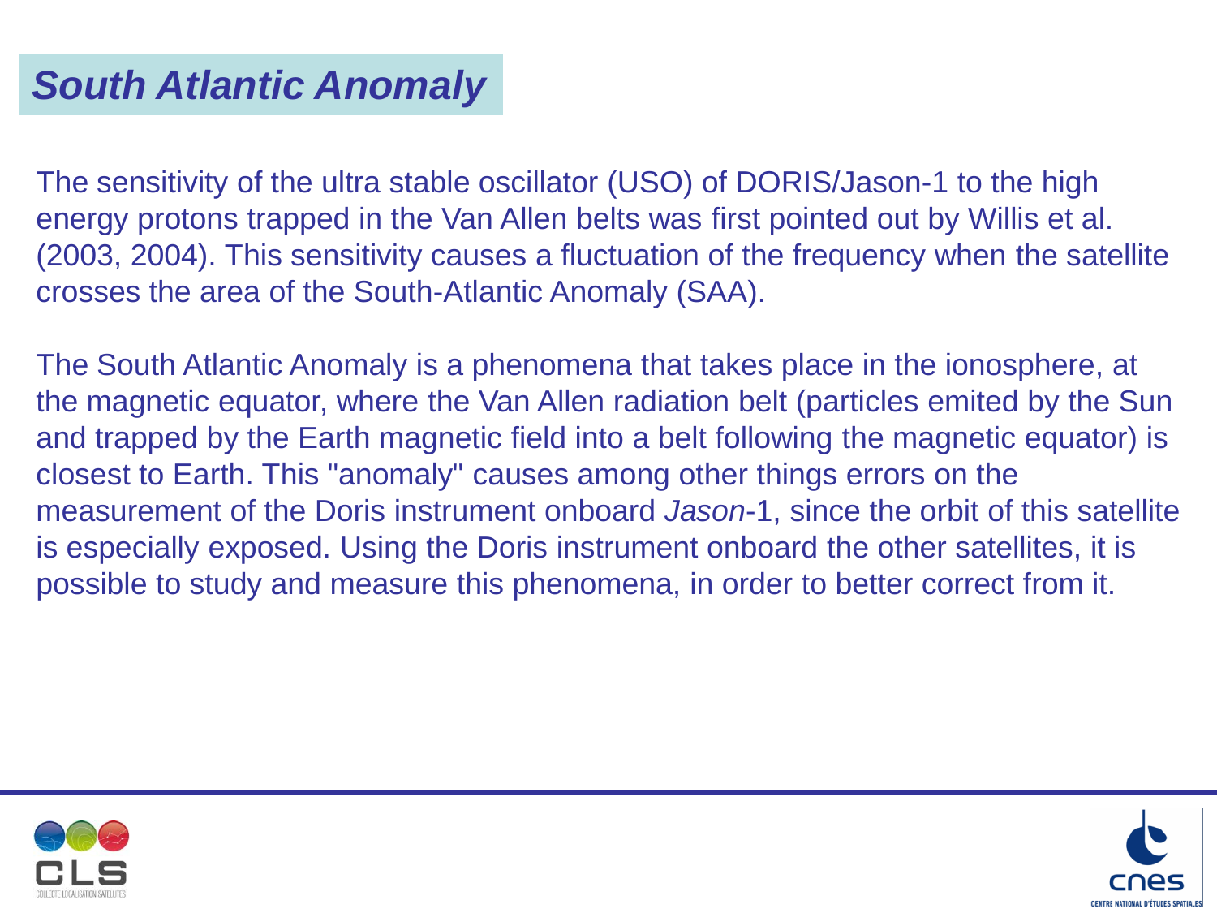# South Atlantic Anomaly

The sensitivity of the ultra stable oscillator (USO) of DORIS/Jason-1 to the high energy protons trapped in the Van Allen belts was first pointed out by Willis et al. (2003, 2004). This sensitivity causes a fluctuation of the frequency when the satellite crosses the area of the South-Atlantic Anomaly (SAA).

The South Atlantic Anomaly is a phenomena that takes place in the ionosphere, at the magnetic equator, where the Van Allen radiation belt (particles emited by the Sun and trapped by the Earth magnetic field into a belt following the magnetic equator) is closest to Earth. This "anomaly" causes among other things errors on the measurement of the Doris instrument onboard *Jason*-1, since the orbit of this satellite is especially exposed. Using the Doris instrument onboard the other satellites, it is possible to study and measure this phenomena, in order to better correct from it.